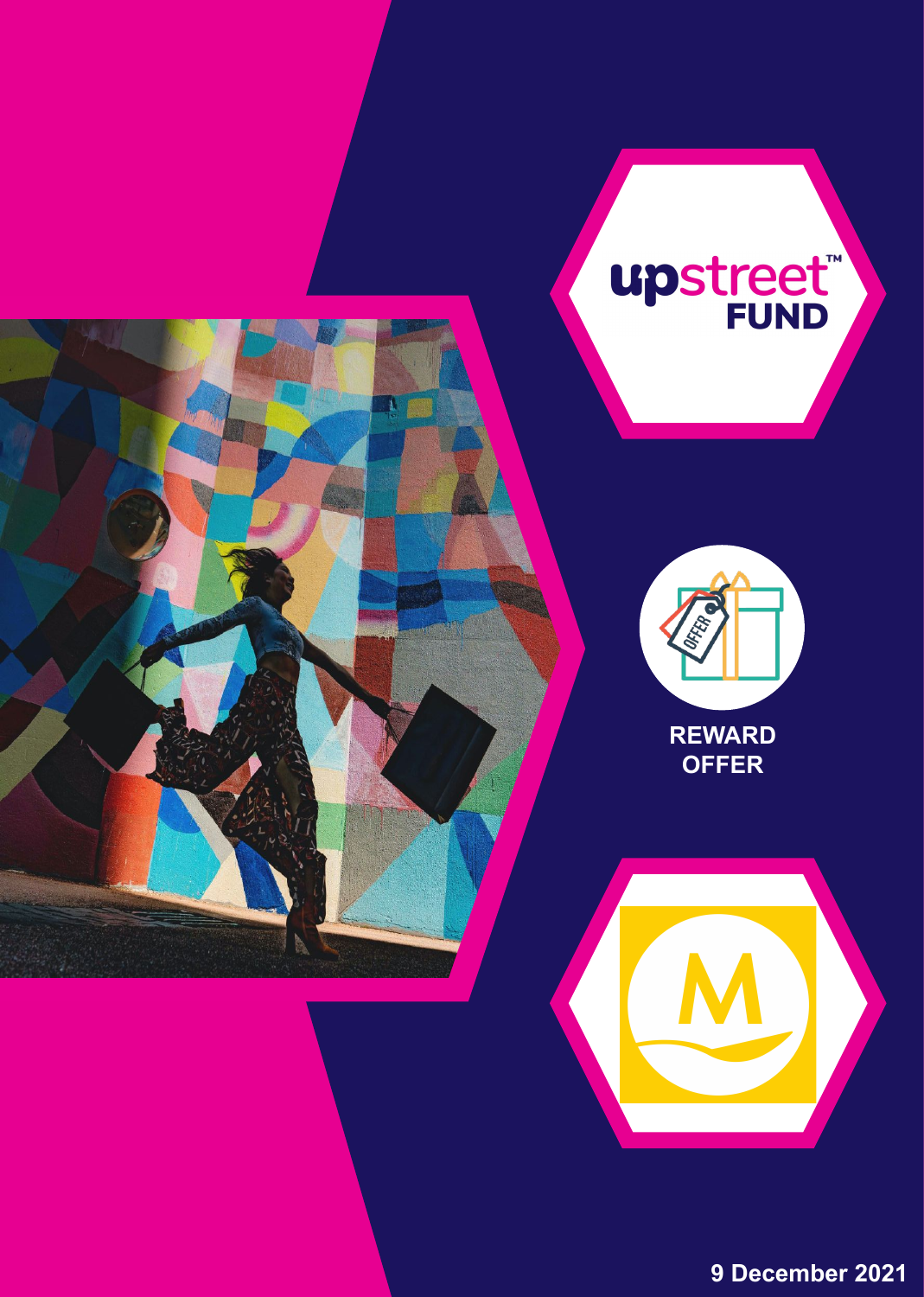upstreet™ FUND

REWARD OFFER

9 December 2021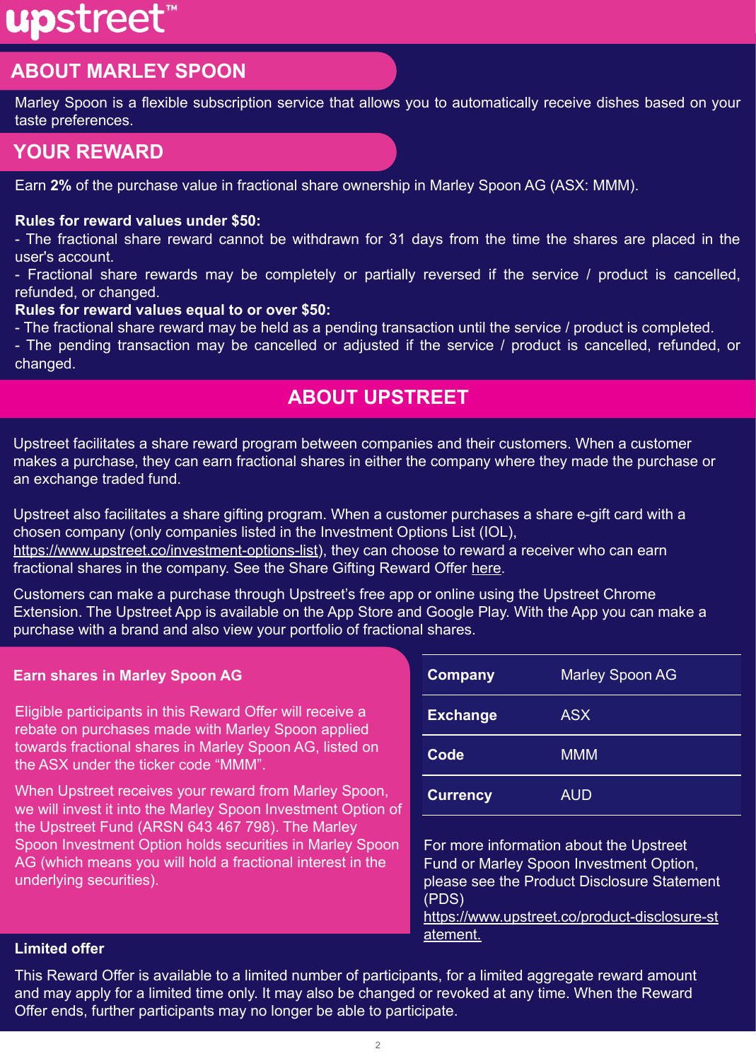## ABOUT MARLEY SPOON

Marley Spoon is a flexible subscription service that allows you to automatically receive dishes based on your taste preferences.

## YOUR REWARD

Earn **2%** of the purchase value in fractional share ownership in Marley Spoon AG (ASX: MMM).

**Rules for reward values under $50:**
- The fractional share reward cannot be withdrawn for 31 days from the time the shares are placed in the user's account.
- Fractional share rewards may be completely or partially reversed if the service / product is cancelled, refunded, or changed.

**Rules for reward values equal to or over $50:**
- The fractional share reward may be held as a pending transaction until the service / product is completed.
- The pending transaction may be cancelled or adjusted if the service / product is cancelled, refunded, or changed.

## ABOUT UPSTREET

Upstreet facilitates a share reward program between companies and their customers. When a customer makes a purchase, they can earn fractional shares in either the company where they made the purchase or an exchange traded fund.

Upstreet also facilitates a share gifting program. When a customer purchases a share e-gift card with a chosen company (only companies listed in the Investment Options List (IOL), https://www.upstreet.co/investment-options-list), they can choose to reward a receiver who can earn fractional shares in the company. See the Share Gifting Reward Offer here.

Customers can make a purchase through Upstreet's free app or online using the Upstreet Chrome Extension. The Upstreet App is available on the App Store and Google Play. With the App you can make a purchase with a brand and also view your portfolio of fractional shares.

### Earn shares in Marley Spoon AG

Eligible participants in this Reward Offer will receive a rebate on purchases made with Marley Spoon applied towards fractional shares in Marley Spoon AG, listed on the ASX under the ticker code "MMM".

When Upstreet receives your reward from Marley Spoon, we will invest it into the Marley Spoon Investment Option of the Upstreet Fund (ARSN 643 467 798). The Marley Spoon Investment Option holds securities in Marley Spoon AG (which means you will hold a fractional interest in the underlying securities).

| | |
|---|---|
| **Company** | Marley Spoon AG |
| **Exchange** | ASX |
| **Code** | MMM |
| **Currency** | AUD |

For more information about the Upstreet Fund or Marley Spoon Investment Option, please see the Product Disclosure Statement (PDS) https://www.upstreet.co/product-disclosure-statement.

### Limited offer

This Reward Offer is available to a limited number of participants, for a limited aggregate reward amount and may apply for a limited time only. It may also be changed or revoked at any time. When the Reward Offer ends, further participants may no longer be able to participate.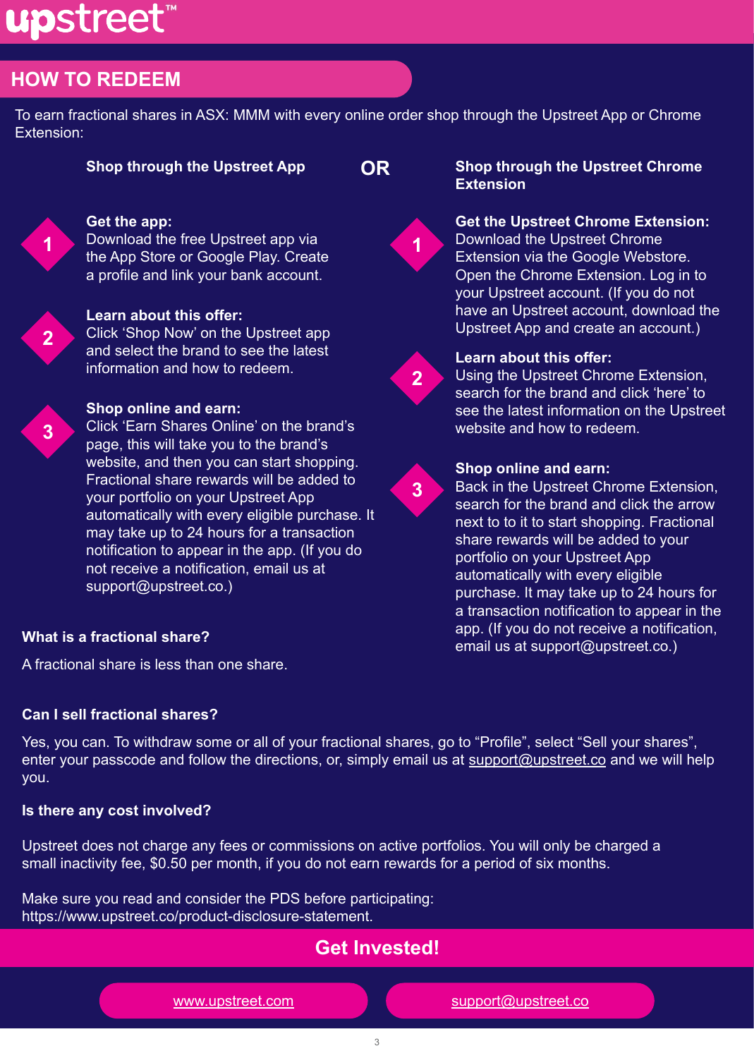upstreet™

## HOW TO REDEEM

To earn fractional shares in ASX: MMM with every online order shop through the Upstreet App or Chrome Extension:

### Shop through the Upstreet App

**1. Get the app:**
Download the free Upstreet app via the App Store or Google Play. Create a profile and link your bank account.

**2. Learn about this offer:**
Click 'Shop Now' on the Upstreet app and select the brand to see the latest information and how to redeem.

**3. Shop online and earn:**
Click 'Earn Shares Online' on the brand's page, this will take you to the brand's website, and then you can start shopping. Fractional share rewards will be added to your portfolio on your Upstreet App automatically with every eligible purchase. It may take up to 24 hours for a transaction notification to appear in the app. (If you do not receive a notification, email us at support@upstreet.co.)

**OR**

### Shop through the Upstreet Chrome Extension

**1. Get the Upstreet Chrome Extension:**
Download the Upstreet Chrome Extension via the Google Webstore. Open the Chrome Extension. Log in to your Upstreet account. (If you do not have an Upstreet account, download the Upstreet App and create an account.)

**2. Learn about this offer:**
Using the Upstreet Chrome Extension, search for the brand and click 'here' to see the latest information on the Upstreet website and how to redeem.

**3. Shop online and earn:**
Back in the Upstreet Chrome Extension, search for the brand and click the arrow next to to it to start shopping. Fractional share rewards will be added to your portfolio on your Upstreet App automatically with every eligible purchase. It may take up to 24 hours for a transaction notification to appear in the app. (If you do not receive a notification, email us at support@upstreet.co.)

**What is a fractional share?**

A fractional share is less than one share.

**Can I sell fractional shares?**

Yes, you can. To withdraw some or all of your fractional shares, go to "Profile", select "Sell your shares", enter your passcode and follow the directions, or, simply email us at support@upstreet.co and we will help you.

**Is there any cost involved?**

Upstreet does not charge any fees or commissions on active portfolios. You will only be charged a small inactivity fee, $0.50 per month, if you do not earn rewards for a period of six months.

Make sure you read and consider the PDS before participating:
https://www.upstreet.co/product-disclosure-statement.

**Get Invested!**

www.upstreet.com | support@upstreet.co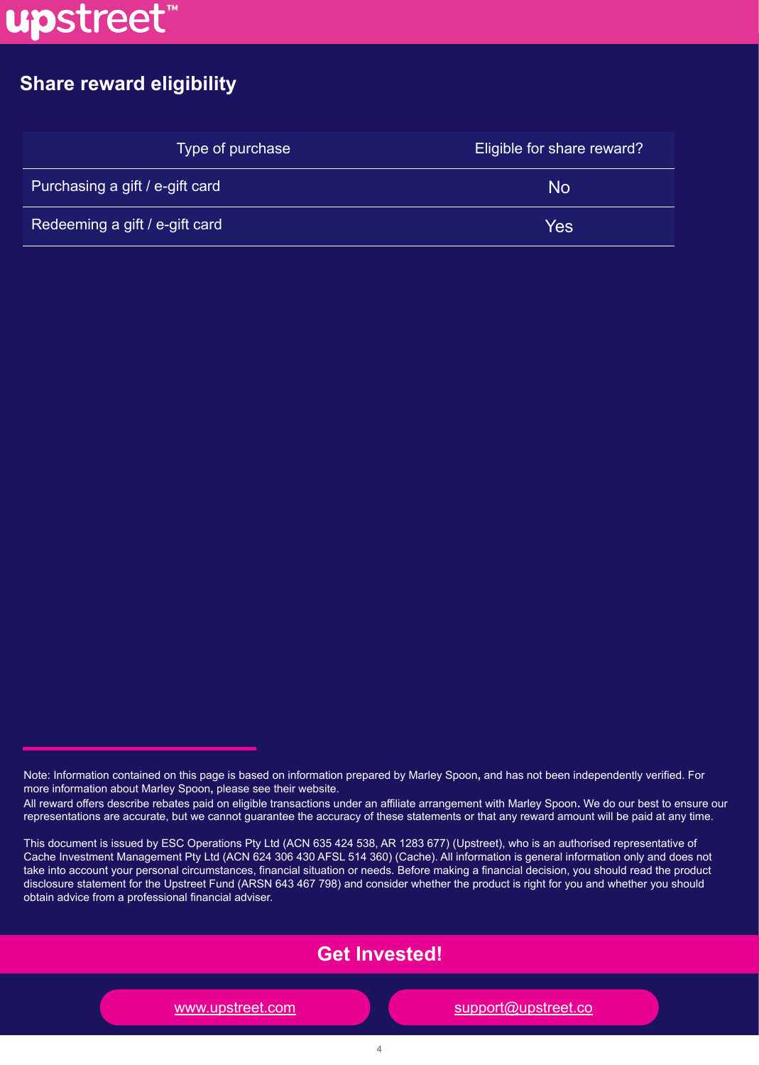## Share reward eligibility

| Type of purchase | Eligible for share reward? |
| --- | --- |
| Purchasing a gift / e-gift card | No |
| Redeeming a gift / e-gift card | Yes |

Note: Information contained on this page is based on information prepared by Marley Spoon, and has not been independently verified. For more information about Marley Spoon, please see their website.

All reward offers describe rebates paid on eligible transactions under an affiliate arrangement with Marley Spoon. We do our best to ensure our representations are accurate, but we cannot guarantee the accuracy of these statements or that any reward amount will be paid at any time.

This document is issued by ESC Operations Pty Ltd (ACN 635 424 538, AR 1283 677) (Upstreet), who is an authorised representative of Cache Investment Management Pty Ltd (ACN 624 306 430 AFSL 514 360) (Cache). All information is general information only and does not take into account your personal circumstances, financial situation or needs. Before making a financial decision, you should read the product disclosure statement for the Upstreet Fund (ARSN 643 467 798) and consider whether the product is right for you and whether you should obtain advice from a professional financial adviser.

**Get Invested!**

www.upstreet.com

support@upstreet.co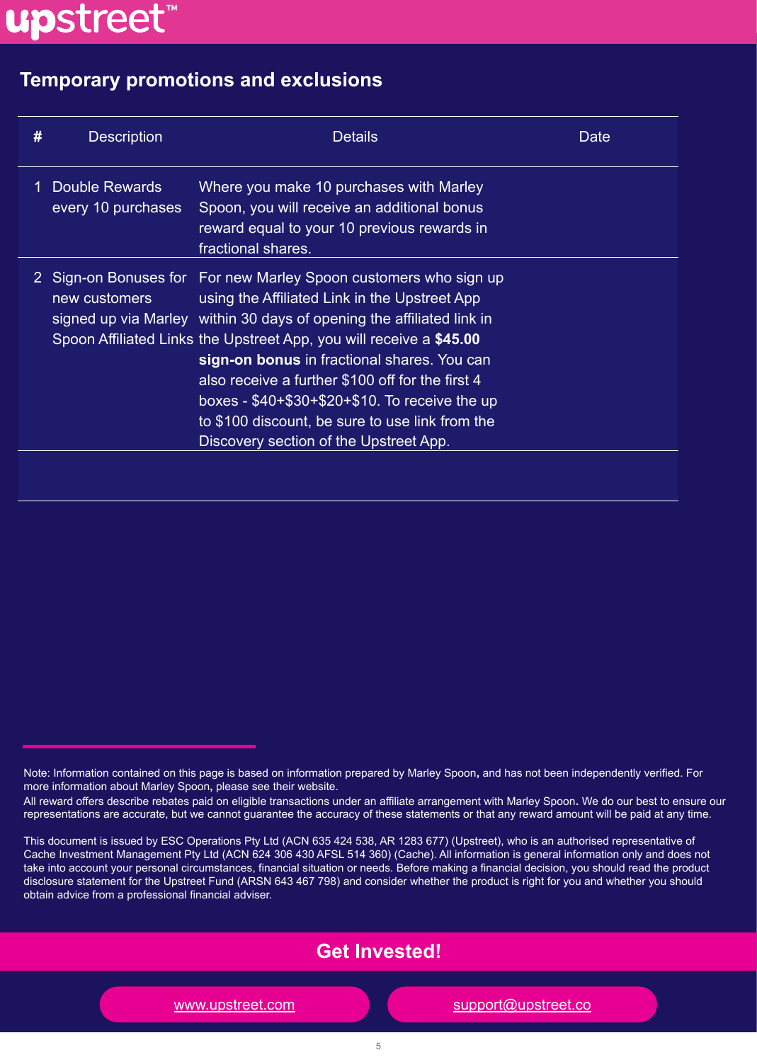## Temporary promotions and exclusions

| # | Description | Details | Date |
|---|---|---|---|
| 1 | Double Rewards every 10 purchases | Where you make 10 purchases with Marley Spoon, you will receive an additional bonus reward equal to your 10 previous rewards in fractional shares. | |
| 2 | Sign-on Bonuses for new customers signed up via Marley Spoon Affiliated Links | For new Marley Spoon customers who sign up using the Affiliated Link in the Upstreet App within 30 days of opening the affiliated link in the Upstreet App, you will receive a **$45.00 sign-on bonus** in fractional shares. You can also receive a further $100 off for the first 4 boxes - $40+$30+$20+$10. To receive the up to $100 discount, be sure to use link from the Discovery section of the Upstreet App. | |
| | | | |

Note: Information contained on this page is based on information prepared by Marley Spoon, and has not been independently verified. For more information about Marley Spoon, please see their website.
All reward offers describe rebates paid on eligible transactions under an affiliate arrangement with Marley Spoon. We do our best to ensure our representations are accurate, but we cannot guarantee the accuracy of these statements or that any reward amount will be paid at any time.

This document is issued by ESC Operations Pty Ltd (ACN 635 424 538, AR 1283 677) (Upstreet), who is an authorised representative of Cache Investment Management Pty Ltd (ACN 624 306 430 AFSL 514 360) (Cache). All information is general information only and does not take into account your personal circumstances, financial situation or needs. Before making a financial decision, you should read the product disclosure statement for the Upstreet Fund (ARSN 643 467 798) and consider whether the product is right for you and whether you should obtain advice from a professional financial adviser.

**Get Invested!**

www.upstreet.com

support@upstreet.co